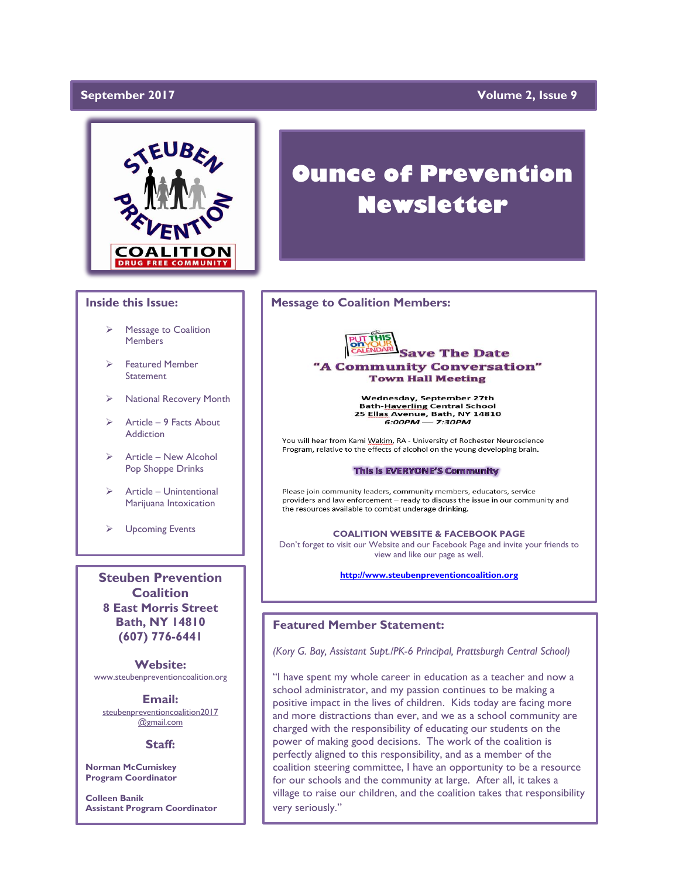September 2017 Volume 2, Issue 9

# Ounce of Prevention Newsletter

## Inside this Issue:

- Message to Coalition Members
- Featured Member Statement
- National Recovery Month
- Article – 9 Facts About Addiction
- Article – New Alcohol Pop Shoppe Drinks
- Article – Unintentional Marijuana Intoxication
- Upcoming Events

**Steuben Prevention Coalition**
**8 East Morris Street**
**Bath, NY 14810**
**(607) 776-6441**

**Website:**
www.steubenpreventioncoalition.org

**Email:**
steubenpreventioncoalition2017@gmail.com

**Staff:**

**Norman McCumiskey**
**Program Coordinator**

**Colleen Banik**
**Assistant Program Coordinator**

## Message to Coalition Members:

PUT THIS on YOUR CALENDAR!

**Save The Date**

**"A Community Conversation"**

**Town Hall Meeting**

**Wednesday, September 27th**
**Bath-Haverling Central School**
**25 Ellas Avenue, Bath, NY 14810**
***6:00PM — 7:30PM***

You will hear from Kami Wakim, RA - University of Rochester Neuroscience Program, relative to the effects of alcohol on the young developing brain.

**This is EVERYONE'S Community**

Please join community leaders, community members, educators, service providers and law enforcement – ready to discuss the issue in our community and the resources available to combat underage drinking.

**COALITION WEBSITE & FACEBOOK PAGE**

Don't forget to visit our Website and our Facebook Page and invite your friends to view and like our page as well.

http://www.steubenpreventioncoalition.org

## Featured Member Statement:

*(Kory G. Bay, Assistant Supt./PK-6 Principal, Prattsburgh Central School)*

"I have spent my whole career in education as a teacher and now a school administrator, and my passion continues to be making a positive impact in the lives of children. Kids today are facing more and more distractions than ever, and we as a school community are charged with the responsibility of educating our students on the power of making good decisions. The work of the coalition is perfectly aligned to this responsibility, and as a member of the coalition steering committee, I have an opportunity to be a resource for our schools and the community at large. After all, it takes a village to raise our children, and the coalition takes that responsibility very seriously."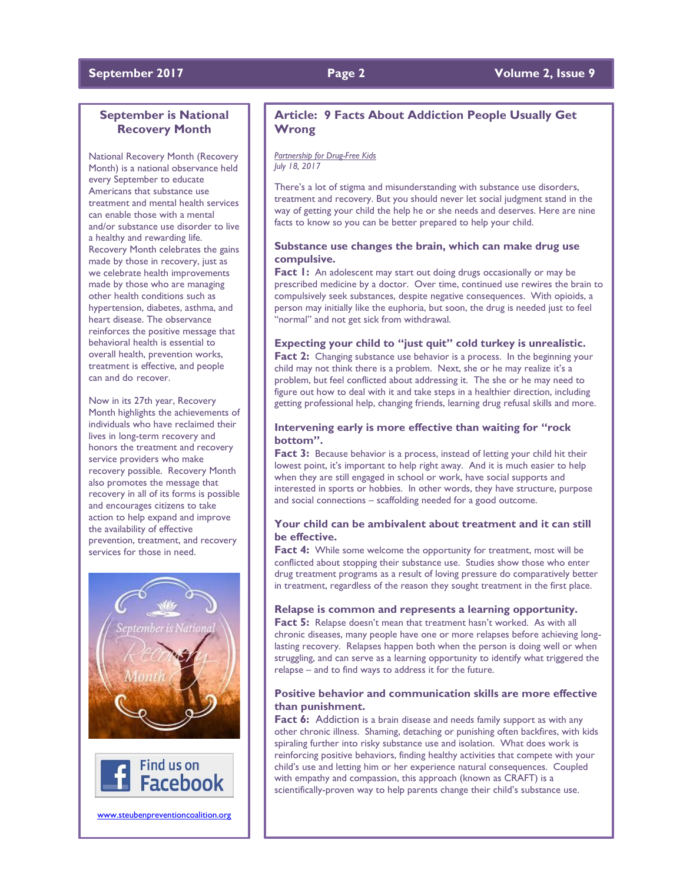## September is National Recovery Month

National Recovery Month (Recovery Month) is a national observance held every September to educate Americans that substance use treatment and mental health services can enable those with a mental and/or substance use disorder to live a healthy and rewarding life. Recovery Month celebrates the gains made by those in recovery, just as we celebrate health improvements made by those who are managing other health conditions such as hypertension, diabetes, asthma, and heart disease. The observance reinforces the positive message that behavioral health is essential to overall health, prevention works, treatment is effective, and people can and do recover.

Now in its 27th year, Recovery Month highlights the achievements of individuals who have reclaimed their lives in long-term recovery and honors the treatment and recovery service providers who make recovery possible. Recovery Month also promotes the message that recovery in all of its forms is possible and encourages citizens to take action to help expand and improve the availability of effective prevention, treatment, and recovery services for those in need.

September is National Recovery Month

Find us on Facebook

www.steubenpreventioncoalition.org

## Article: 9 Facts About Addiction People Usually Get Wrong

*Partnership for Drug-Free Kids*
*July 18, 2017*

There's a lot of stigma and misunderstanding with substance use disorders, treatment and recovery. But you should never let social judgment stand in the way of getting your child the help he or she needs and deserves. Here are nine facts to know so you can be better prepared to help your child.

### Substance use changes the brain, which can make drug use compulsive.

**Fact 1:** An adolescent may start out doing drugs occasionally or may be prescribed medicine by a doctor. Over time, continued use rewires the brain to compulsively seek substances, despite negative consequences. With opioids, a person may initially like the euphoria, but soon, the drug is needed just to feel "normal" and not get sick from withdrawal.

### Expecting your child to "just quit" cold turkey is unrealistic.

**Fact 2:** Changing substance use behavior is a process. In the beginning your child may not think there is a problem. Next, she or he may realize it's a problem, but feel conflicted about addressing it. The she or he may need to figure out how to deal with it and take steps in a healthier direction, including getting professional help, changing friends, learning drug refusal skills and more.

### Intervening early is more effective than waiting for "rock bottom".

**Fact 3:** Because behavior is a process, instead of letting your child hit their lowest point, it's important to help right away. And it is much easier to help when they are still engaged in school or work, have social supports and interested in sports or hobbies. In other words, they have structure, purpose and social connections – scaffolding needed for a good outcome.

### Your child can be ambivalent about treatment and it can still be effective.

**Fact 4:** While some welcome the opportunity for treatment, most will be conflicted about stopping their substance use. Studies show those who enter drug treatment programs as a result of loving pressure do comparatively better in treatment, regardless of the reason they sought treatment in the first place.

### Relapse is common and represents a learning opportunity.

**Fact 5:** Relapse doesn't mean that treatment hasn't worked. As with all chronic diseases, many people have one or more relapses before achieving long-lasting recovery. Relapses happen both when the person is doing well or when struggling, and can serve as a learning opportunity to identify what triggered the relapse – and to find ways to address it for the future.

### Positive behavior and communication skills are more effective than punishment.

**Fact 6:** Addiction is a brain disease and needs family support as with any other chronic illness. Shaming, detaching or punishing often backfires, with kids spiraling further into risky substance use and isolation. What does work is reinforcing positive behaviors, finding healthy activities that compete with your child's use and letting him or her experience natural consequences. Coupled with empathy and compassion, this approach (known as CRAFT) is a scientifically-proven way to help parents change their child's substance use.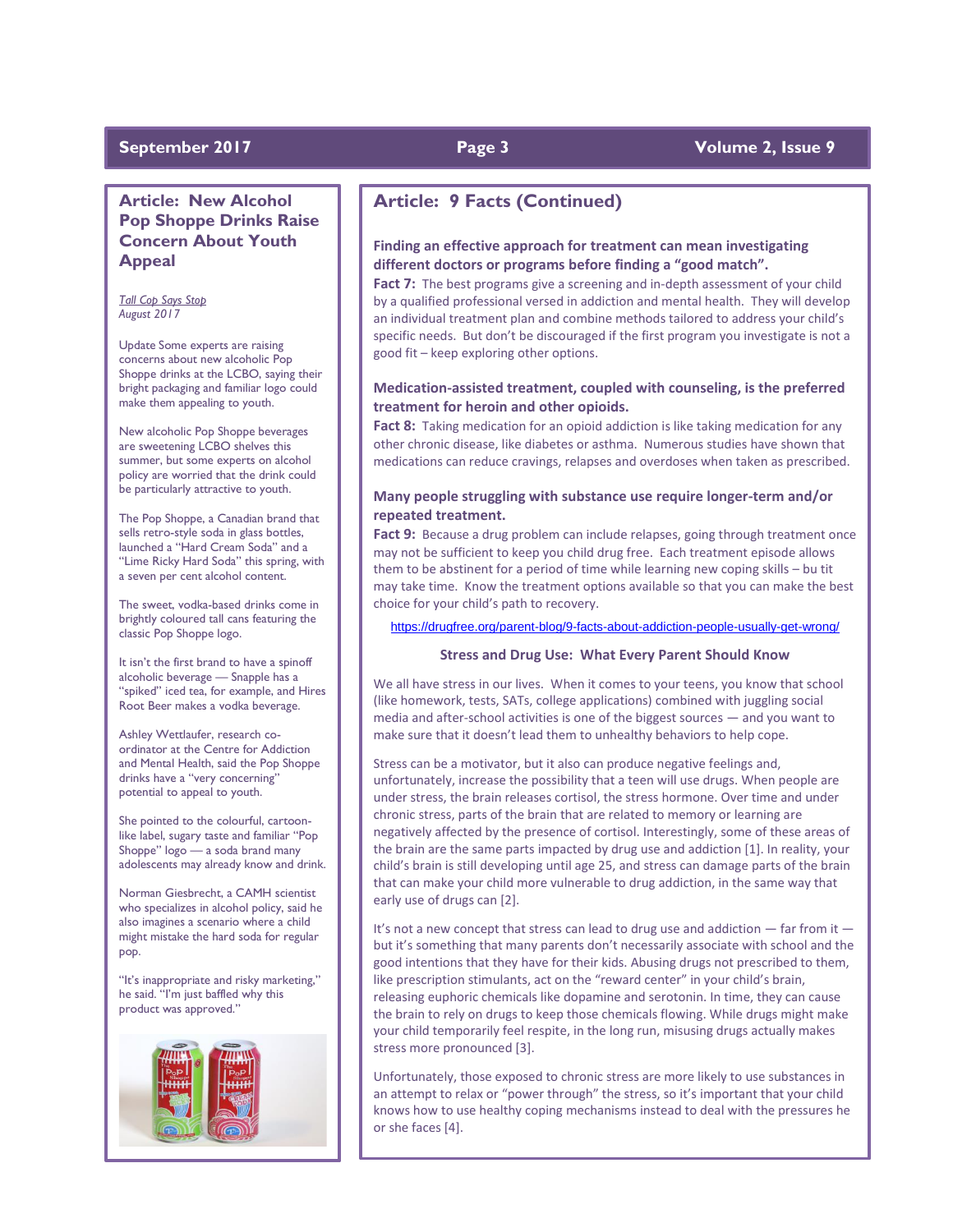## Article: New Alcohol Pop Shoppe Drinks Raise Concern About Youth Appeal

*Tall Cop Says Stop*
*August 2017*

Update Some experts are raising concerns about new alcoholic Pop Shoppe drinks at the LCBO, saying their bright packaging and familiar logo could make them appealing to youth.

New alcoholic Pop Shoppe beverages are sweetening LCBO shelves this summer, but some experts on alcohol policy are worried that the drink could be particularly attractive to youth.

The Pop Shoppe, a Canadian brand that sells retro-style soda in glass bottles, launched a "Hard Cream Soda" and a "Lime Ricky Hard Soda" this spring, with a seven per cent alcohol content.

The sweet, vodka-based drinks come in brightly coloured tall cans featuring the classic Pop Shoppe logo.

It isn't the first brand to have a spinoff alcoholic beverage — Snapple has a "spiked" iced tea, for example, and Hires Root Beer makes a vodka beverage.

Ashley Wettlaufer, research co-ordinator at the Centre for Addiction and Mental Health, said the Pop Shoppe drinks have a "very concerning" potential to appeal to youth.

She pointed to the colourful, cartoon-like label, sugary taste and familiar "Pop Shoppe" logo — a soda brand many adolescents may already know and drink.

Norman Giesbrecht, a CAMH scientist who specializes in alcohol policy, said he also imagines a scenario where a child might mistake the hard soda for regular pop.

"It's inappropriate and risky marketing," he said. "I'm just baffled why this product was approved."

## Article: 9 Facts (Continued)

**Finding an effective approach for treatment can mean investigating different doctors or programs before finding a "good match".**

**Fact 7:** The best programs give a screening and in-depth assessment of your child by a qualified professional versed in addiction and mental health. They will develop an individual treatment plan and combine methods tailored to address your child's specific needs. But don't be discouraged if the first program you investigate is not a good fit – keep exploring other options.

**Medication-assisted treatment, coupled with counseling, is the preferred treatment for heroin and other opioids.**

**Fact 8:** Taking medication for an opioid addiction is like taking medication for any other chronic disease, like diabetes or asthma. Numerous studies have shown that medications can reduce cravings, relapses and overdoses when taken as prescribed.

**Many people struggling with substance use require longer-term and/or repeated treatment.**

**Fact 9:** Because a drug problem can include relapses, going through treatment once may not be sufficient to keep you child drug free. Each treatment episode allows them to be abstinent for a period of time while learning new coping skills – bu tit may take time. Know the treatment options available so that you can make the best choice for your child's path to recovery.

https://drugfree.org/parent-blog/9-facts-about-addiction-people-usually-get-wrong/

### Stress and Drug Use: What Every Parent Should Know

We all have stress in our lives. When it comes to your teens, you know that school (like homework, tests, SATs, college applications) combined with juggling social media and after-school activities is one of the biggest sources — and you want to make sure that it doesn't lead them to unhealthy behaviors to help cope.

Stress can be a motivator, but it also can produce negative feelings and, unfortunately, increase the possibility that a teen will use drugs. When people are under stress, the brain releases cortisol, the stress hormone. Over time and under chronic stress, parts of the brain that are related to memory or learning are negatively affected by the presence of cortisol. Interestingly, some of these areas of the brain are the same parts impacted by drug use and addiction [1]. In reality, your child's brain is still developing until age 25, and stress can damage parts of the brain that can make your child more vulnerable to drug addiction, in the same way that early use of drugs can [2].

It's not a new concept that stress can lead to drug use and addiction — far from it — but it's something that many parents don't necessarily associate with school and the good intentions that they have for their kids. Abusing drugs not prescribed to them, like prescription stimulants, act on the "reward center" in your child's brain, releasing euphoric chemicals like dopamine and serotonin. In time, they can cause the brain to rely on drugs to keep those chemicals flowing. While drugs might make your child temporarily feel respite, in the long run, misusing drugs actually makes stress more pronounced [3].

Unfortunately, those exposed to chronic stress are more likely to use substances in an attempt to relax or "power through" the stress, so it's important that your child knows how to use healthy coping mechanisms instead to deal with the pressures he or she faces [4].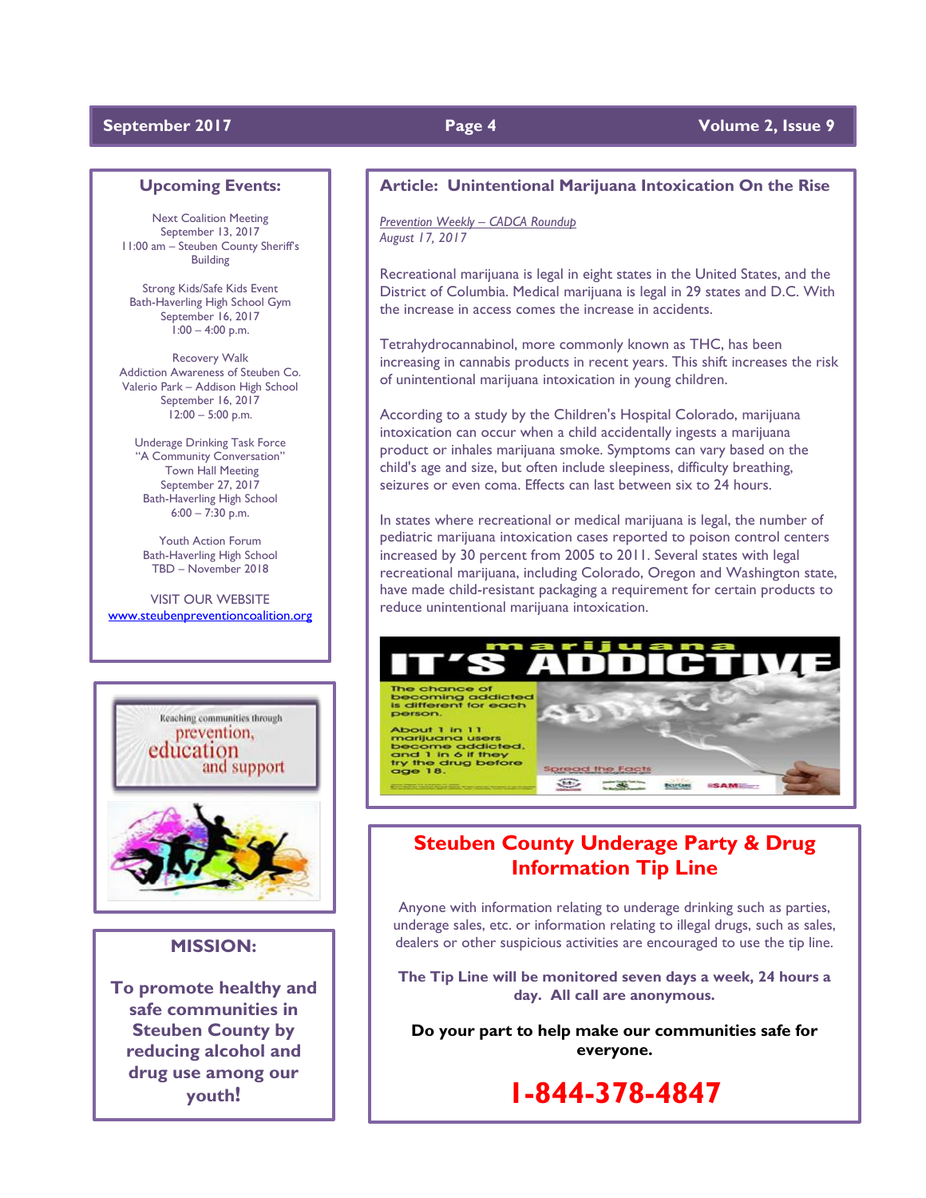## Upcoming Events:

Next Coalition Meeting
September 13, 2017
11:00 am – Steuben County Sheriff's Building

Strong Kids/Safe Kids Event
Bath-Haverling High School Gym
September 16, 2017
1:00 – 4:00 p.m.

Recovery Walk
Addiction Awareness of Steuben Co.
Valerio Park – Addison High School
September 16, 2017
12:00 – 5:00 p.m.

Underage Drinking Task Force
"A Community Conversation"
Town Hall Meeting
September 27, 2017
Bath-Haverling High School
6:00 – 7:30 p.m.

Youth Action Forum
Bath-Haverling High School
TBD – November 2018

VISIT OUR WEBSITE
www.steubenpreventioncoalition.org

Reaching communities through prevention, education and support

## MISSION:

**To promote healthy and safe communities in Steuben County by reducing alcohol and drug use among our youth!**

## Article: Unintentional Marijuana Intoxication On the Rise

*Prevention Weekly – CADCA Roundup*
*August 17, 2017*

Recreational marijuana is legal in eight states in the United States, and the District of Columbia. Medical marijuana is legal in 29 states and D.C. With the increase in access comes the increase in accidents.

Tetrahydrocannabinol, more commonly known as THC, has been increasing in cannabis products in recent years. This shift increases the risk of unintentional marijuana intoxication in young children.

According to a study by the Children's Hospital Colorado, marijuana intoxication can occur when a child accidentally ingests a marijuana product or inhales marijuana smoke. Symptoms can vary based on the child's age and size, but often include sleepiness, difficulty breathing, seizures or even coma. Effects can last between six to 24 hours.

In states where recreational or medical marijuana is legal, the number of pediatric marijuana intoxication cases reported to poison control centers increased by 30 percent from 2005 to 2011. Several states with legal recreational marijuana, including Colorado, Oregon and Washington state, have made child-resistant packaging a requirement for certain products to reduce unintentional marijuana intoxication.

marijuana
IT'S ADDICTIVE
The chance of becoming addicted is different for each person.
About 1 in 11 marijuana users become addicted, and 1 in 6 if they try the drug before age 18.
Spread the Facts

## Steuben County Underage Party & Drug Information Tip Line

Anyone with information relating to underage drinking such as parties, underage sales, etc. or information relating to illegal drugs, such as sales, dealers or other suspicious activities are encouraged to use the tip line.

**The Tip Line will be monitored seven days a week, 24 hours a day. All call are anonymous.**

**Do your part to help make our communities safe for everyone.**

**1-844-378-4847**